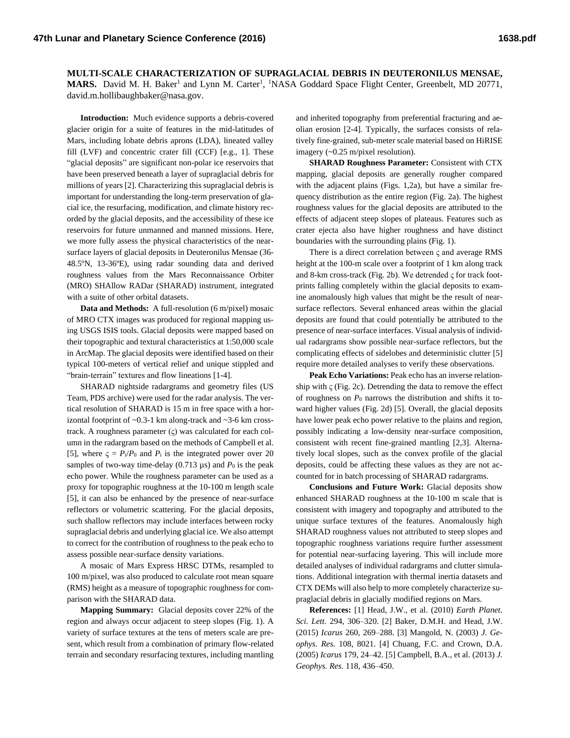# MULTI-SCALE CHARACTERIZATION OF SUPRAGLACIAL DEBRIS IN DEUTERONILUS MENSAE, MARS.

David M. H. Baker[1] and Lynn M. Carter[1], [1]NASA Goddard Space Flight Center, Greenbelt, MD 20771, david.m.hollibaughbaker@nasa.gov.

**Introduction:** Much evidence supports a debris-covered glacier origin for a suite of features in the mid-latitudes of Mars, including lobate debris aprons (LDA), lineated valley fill (LVF) and concentric crater fill (CCF) [e.g., 1]. These "glacial deposits" are significant non-polar ice reservoirs that have been preserved beneath a layer of supraglacial debris for millions of years [2]. Characterizing this supraglacial debris is important for understanding the long-term preservation of glacial ice, the resurfacing, modification, and climate history recorded by the glacial deposits, and the accessibility of these ice reservoirs for future unmanned and manned missions. Here, we more fully assess the physical characteristics of the near-surface layers of glacial deposits in Deuteronilus Mensae (36-48.5ºN, 13-36ºE), using radar sounding data and derived roughness values from the Mars Reconnaissance Orbiter (MRO) SHAllow RADar (SHARAD) instrument, integrated with a suite of other orbital datasets.

**Data and Methods:** A full-resolution (6 m/pixel) mosaic of MRO CTX images was produced for regional mapping using USGS ISIS tools. Glacial deposits were mapped based on their topographic and textural characteristics at 1:50,000 scale in ArcMap. The glacial deposits were identified based on their typical 100-meters of vertical relief and unique stippled and "brain-terrain" textures and flow lineations [1-4].

SHARAD nightside radargrams and geometry files (US Team, PDS archive) were used for the radar analysis. The vertical resolution of SHARAD is 15 m in free space with a horizontal footprint of ~0.3-1 km along-track and ~3-6 km cross-track. A roughness parameter ($\varsigma$) was calculated for each column in the radargram based on the methods of Campbell et al. [5], where $\varsigma = P_i/P_0$ and $P_i$ is the integrated power over 20 samples of two-way time-delay (0.713 µs) and $P_0$ is the peak echo power. While the roughness parameter can be used as a proxy for topographic roughness at the 10-100 m length scale [5], it can also be enhanced by the presence of near-surface reflectors or volumetric scattering. For the glacial deposits, such shallow reflectors may include interfaces between rocky supraglacial debris and underlying glacial ice. We also attempt to correct for the contribution of roughness to the peak echo to assess possible near-surface density variations.

A mosaic of Mars Express HRSC DTMs, resampled to 100 m/pixel, was also produced to calculate root mean square (RMS) height as a measure of topographic roughness for comparison with the SHARAD data.

**Mapping Summary:** Glacial deposits cover 22% of the region and always occur adjacent to steep slopes (Fig. 1). A variety of surface textures at the tens of meters scale are present, which result from a combination of primary flow-related terrain and secondary resurfacing textures, including mantling and inherited topography from preferential fracturing and aeolian erosion [2-4]. Typically, the surfaces consists of relatively fine-grained, sub-meter scale material based on HiRISE imagery (~0.25 m/pixel resolution).

**SHARAD Roughness Parameter:** Consistent with CTX mapping, glacial deposits are generally rougher compared with the adjacent plains (Figs. 1,2a), but have a similar frequency distribution as the entire region (Fig. 2a). The highest roughness values for the glacial deposits are attributed to the effects of adjacent steep slopes of plateaus. Features such as crater ejecta also have higher roughness and have distinct boundaries with the surrounding plains (Fig. 1).

There is a direct correlation between $\varsigma$ and average RMS height at the 100-m scale over a footprint of 1 km along track and 8-km cross-track (Fig. 2b). We detrended $\varsigma$ for track footprints falling completely within the glacial deposits to examine anomalously high values that might be the result of near-surface reflectors. Several enhanced areas within the glacial deposits are found that could potentially be attributed to the presence of near-surface interfaces. Visual analysis of individual radargrams show possible near-surface reflectors, but the complicating effects of sidelobes and deterministic clutter [5] require more detailed analyses to verify these observations.

**Peak Echo Variations:** Peak echo has an inverse relationship with $\varsigma$ (Fig. 2c). Detrending the data to remove the effect of roughness on $P_0$ narrows the distribution and shifts it toward higher values (Fig. 2d) [5]. Overall, the glacial deposits have lower peak echo power relative to the plains and region, possibly indicating a low-density near-surface composition, consistent with recent fine-grained mantling [2,3]. Alternatively local slopes, such as the convex profile of the glacial deposits, could be affecting these values as they are not accounted for in batch processing of SHARAD radargrams.

**Conclusions and Future Work:** Glacial deposits show enhanced SHARAD roughness at the 10-100 m scale that is consistent with imagery and topography and attributed to the unique surface textures of the features. Anomalously high SHARAD roughness values not attributed to steep slopes and topographic roughness variations require further assessment for potential near-surfacing layering. This will include more detailed analyses of individual radargrams and clutter simulations. Additional integration with thermal inertia datasets and CTX DEMs will also help to more completely characterize supraglacial debris in glacially modified regions on Mars.

**References:** [1] Head, J.W., et al. (2010) *Earth Planet. Sci. Lett.* 294, 306–320. [2] Baker, D.M.H. and Head, J.W. (2015) *Icarus* 260, 269–288. [3] Mangold, N. (2003) *J. Geophys. Res.* 108, 8021. [4] Chuang, F.C. and Crown, D.A. (2005) *Icarus* 179, 24–42. [5] Campbell, B.A., et al. (2013) *J. Geophys. Res.* 118, 436–450.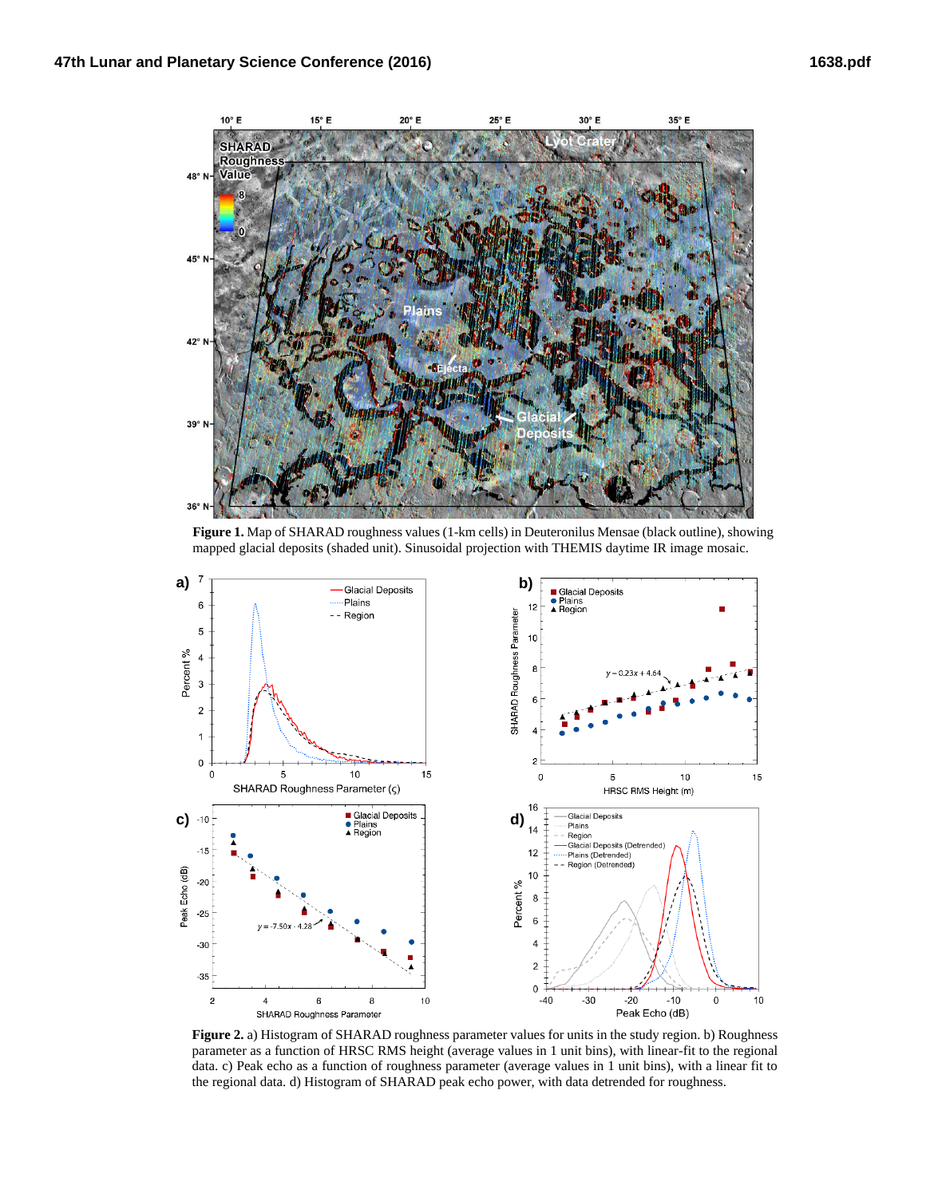10° E 15° E 20° E 25° E 30° E 35° E

SHARAD Roughness Value

8

0

48° N

45° N

42° N

39° N

36° N

Lyot Crater

Plains

Ejecta

Glacial Deposits

**Figure 1.** Map of SHARAD roughness values (1-km cells) in Deuteronilus Mensae (black outline), showing mapped glacial deposits (shaded unit). Sinusoidal projection with THEMIS daytime IR image mosaic.

a)

Glacial Deposits
Plains
Region

Percent %

SHARAD Roughness Parameter (ς)

b)

Glacial Deposits
Plains
Region

$y = 0.23x + 4.64$

SHARAD Roughness Parameter

HRSC RMS Height (m)

c)

Glacial Deposits
Plains
Region

$y = -7.50x - 4.28$

Peak Echo (dB)

SHARAD Roughness Parameter

d)

Glacial Deposits
Plains
Region
Glacial Deposits (Detrended)
Plains (Detrended)
Region (Detrended)

Percent %

Peak Echo (dB)

**Figure 2.** a) Histogram of SHARAD roughness parameter values for units in the study region. b) Roughness parameter as a function of HRSC RMS height (average values in 1 unit bins), with linear-fit to the regional data. c) Peak echo as a function of roughness parameter (average values in 1 unit bins), with a linear fit to the regional data. d) Histogram of SHARAD peak echo power, with data detrended for roughness.